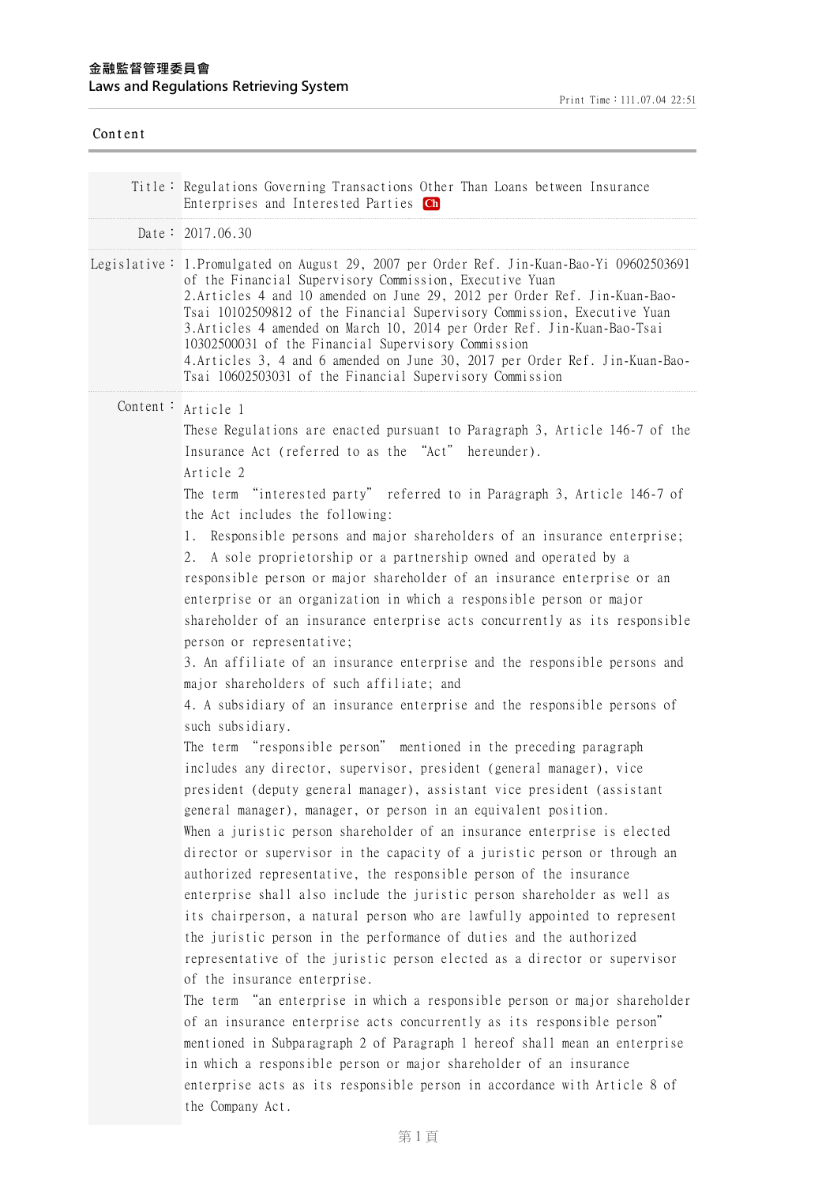金融監督管理委員會
Laws and Regulations Retrieving System

Content

| | |
|---|---|
| Title： | Regulations Governing Transactions Other Than Loans between Insurance Enterprises and Interested Parties Ch |
| Date： | 2017.06.30 |
| Legislative： | 1.Promulgated on August 29, 2007 per Order Ref. Jin-Kuan-Bao-Yi 09602503691 of the Financial Supervisory Commission, Executive Yuan<br>2.Articles 4 and 10 amended on June 29, 2012 per Order Ref. Jin-Kuan-Bao-Tsai 10102509812 of the Financial Supervisory Commission, Executive Yuan<br>3.Articles 4 amended on March 10, 2014 per Order Ref. Jin-Kuan-Bao-Tsai 10302500031 of the Financial Supervisory Commission<br>4.Articles 3, 4 and 6 amended on June 30, 2017 per Order Ref. Jin-Kuan-Bao-Tsai 10602503031 of the Financial Supervisory Commission |

Content：

Article 1

These Regulations are enacted pursuant to Paragraph 3, Article 146-7 of the Insurance Act (referred to as the "Act" hereunder).

Article 2

The term "interested party" referred to in Paragraph 3, Article 146-7 of the Act includes the following:

1. Responsible persons and major shareholders of an insurance enterprise;
2. A sole proprietorship or a partnership owned and operated by a responsible person or major shareholder of an insurance enterprise or an enterprise or an organization in which a responsible person or major shareholder of an insurance enterprise acts concurrently as its responsible person or representative;
3. An affiliate of an insurance enterprise and the responsible persons and major shareholders of such affiliate; and
4. A subsidiary of an insurance enterprise and the responsible persons of such subsidiary.

The term "responsible person" mentioned in the preceding paragraph includes any director, supervisor, president (general manager), vice president (deputy general manager), assistant vice president (assistant general manager), manager, or person in an equivalent position.

When a juristic person shareholder of an insurance enterprise is elected director or supervisor in the capacity of a juristic person or through an authorized representative, the responsible person of the insurance enterprise shall also include the juristic person shareholder as well as its chairperson, a natural person who are lawfully appointed to represent the juristic person in the performance of duties and the authorized representative of the juristic person elected as a director or supervisor of the insurance enterprise.

The term "an enterprise in which a responsible person or major shareholder of an insurance enterprise acts concurrently as its responsible person" mentioned in Subparagraph 2 of Paragraph 1 hereof shall mean an enterprise in which a responsible person or major shareholder of an insurance enterprise acts as its responsible person in accordance with Article 8 of the Company Act.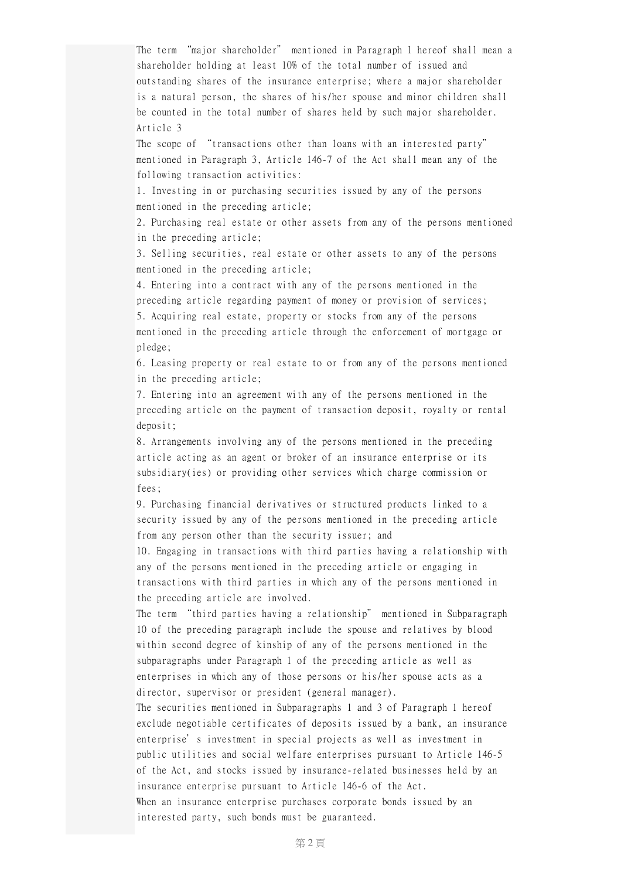The term "major shareholder" mentioned in Paragraph 1 hereof shall mean a shareholder holding at least 10% of the total number of issued and outstanding shares of the insurance enterprise; where a major shareholder is a natural person, the shares of his/her spouse and minor children shall be counted in the total number of shares held by such major shareholder.

Article 3

The scope of "transactions other than loans with an interested party" mentioned in Paragraph 3, Article 146-7 of the Act shall mean any of the following transaction activities:

1. Investing in or purchasing securities issued by any of the persons mentioned in the preceding article;
2. Purchasing real estate or other assets from any of the persons mentioned in the preceding article;
3. Selling securities, real estate or other assets to any of the persons mentioned in the preceding article;
4. Entering into a contract with any of the persons mentioned in the preceding article regarding payment of money or provision of services;
5. Acquiring real estate, property or stocks from any of the persons mentioned in the preceding article through the enforcement of mortgage or pledge;
6. Leasing property or real estate to or from any of the persons mentioned in the preceding article;
7. Entering into an agreement with any of the persons mentioned in the preceding article on the payment of transaction deposit, royalty or rental deposit;
8. Arrangements involving any of the persons mentioned in the preceding article acting as an agent or broker of an insurance enterprise or its subsidiary(ies) or providing other services which charge commission or fees;
9. Purchasing financial derivatives or structured products linked to a security issued by any of the persons mentioned in the preceding article from any person other than the security issuer; and
10. Engaging in transactions with third parties having a relationship with any of the persons mentioned in the preceding article or engaging in transactions with third parties in which any of the persons mentioned in the preceding article are involved.

The term "third parties having a relationship" mentioned in Subparagraph 10 of the preceding paragraph include the spouse and relatives by blood within second degree of kinship of any of the persons mentioned in the subparagraphs under Paragraph 1 of the preceding article as well as enterprises in which any of those persons or his/her spouse acts as a director, supervisor or president (general manager).

The securities mentioned in Subparagraphs 1 and 3 of Paragraph 1 hereof exclude negotiable certificates of deposits issued by a bank, an insurance enterprise's investment in special projects as well as investment in public utilities and social welfare enterprises pursuant to Article 146-5 of the Act, and stocks issued by insurance-related businesses held by an insurance enterprise pursuant to Article 146-6 of the Act.

When an insurance enterprise purchases corporate bonds issued by an interested party, such bonds must be guaranteed.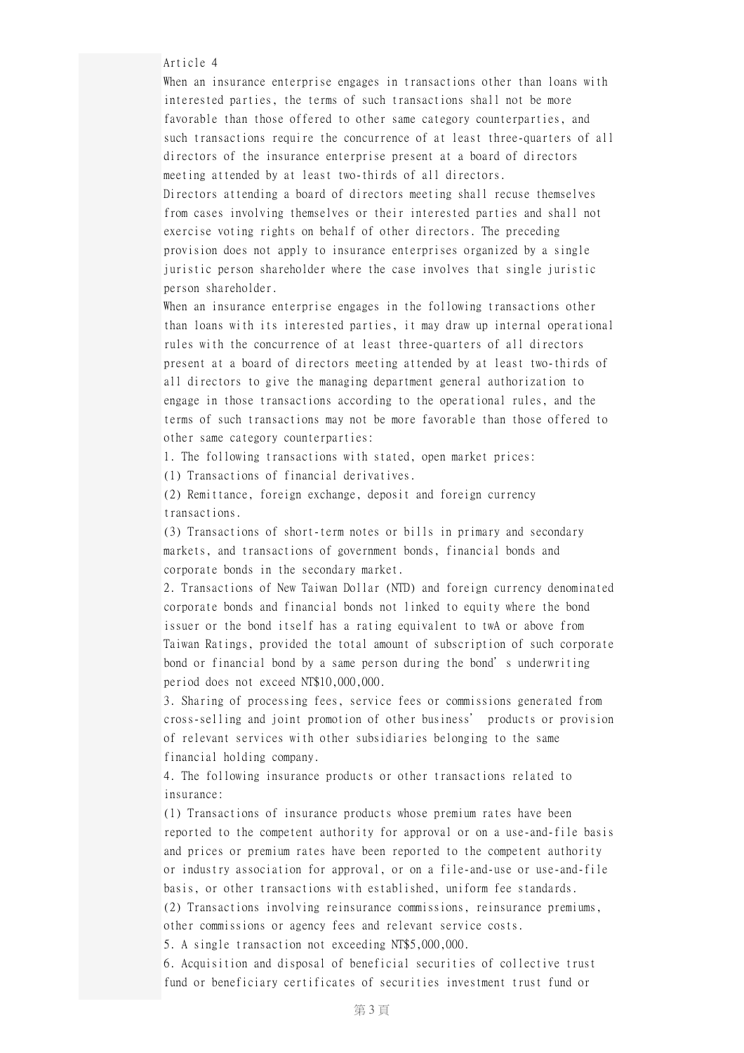Article 4

When an insurance enterprise engages in transactions other than loans with interested parties, the terms of such transactions shall not be more favorable than those offered to other same category counterparties, and such transactions require the concurrence of at least three-quarters of all directors of the insurance enterprise present at a board of directors meeting attended by at least two-thirds of all directors.

Directors attending a board of directors meeting shall recuse themselves from cases involving themselves or their interested parties and shall not exercise voting rights on behalf of other directors. The preceding provision does not apply to insurance enterprises organized by a single juristic person shareholder where the case involves that single juristic person shareholder.

When an insurance enterprise engages in the following transactions other than loans with its interested parties, it may draw up internal operational rules with the concurrence of at least three-quarters of all directors present at a board of directors meeting attended by at least two-thirds of all directors to give the managing department general authorization to engage in those transactions according to the operational rules, and the terms of such transactions may not be more favorable than those offered to other same category counterparties:

1. The following transactions with stated, open market prices:
(1) Transactions of financial derivatives.
(2) Remittance, foreign exchange, deposit and foreign currency transactions.
(3) Transactions of short-term notes or bills in primary and secondary markets, and transactions of government bonds, financial bonds and corporate bonds in the secondary market.
2. Transactions of New Taiwan Dollar (NTD) and foreign currency denominated corporate bonds and financial bonds not linked to equity where the bond issuer or the bond itself has a rating equivalent to twA or above from Taiwan Ratings, provided the total amount of subscription of such corporate bond or financial bond by a same person during the bond's underwriting period does not exceed NT$10,000,000.
3. Sharing of processing fees, service fees or commissions generated from cross-selling and joint promotion of other business' products or provision of relevant services with other subsidiaries belonging to the same financial holding company.
4. The following insurance products or other transactions related to insurance:
(1) Transactions of insurance products whose premium rates have been reported to the competent authority for approval or on a use-and-file basis and prices or premium rates have been reported to the competent authority or industry association for approval, or on a file-and-use or use-and-file basis, or other transactions with established, uniform fee standards.
(2) Transactions involving reinsurance commissions, reinsurance premiums, other commissions or agency fees and relevant service costs.
5. A single transaction not exceeding NT$5,000,000.
6. Acquisition and disposal of beneficial securities of collective trust fund or beneficiary certificates of securities investment trust fund or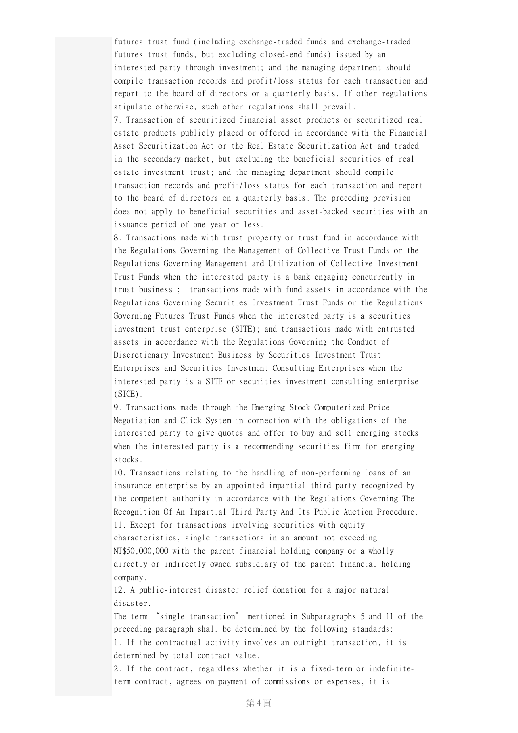futures trust fund (including exchange-traded funds and exchange-traded futures trust funds, but excluding closed-end funds) issued by an interested party through investment; and the managing department should compile transaction records and profit/loss status for each transaction and report to the board of directors on a quarterly basis. If other regulations stipulate otherwise, such other regulations shall prevail.

7. Transaction of securitized financial asset products or securitized real estate products publicly placed or offered in accordance with the Financial Asset Securitization Act or the Real Estate Securitization Act and traded in the secondary market, but excluding the beneficial securities of real estate investment trust; and the managing department should compile transaction records and profit/loss status for each transaction and report to the board of directors on a quarterly basis. The preceding provision does not apply to beneficial securities and asset-backed securities with an issuance period of one year or less.

8. Transactions made with trust property or trust fund in accordance with the Regulations Governing the Management of Collective Trust Funds or the Regulations Governing Management and Utilization of Collective Investment Trust Funds when the interested party is a bank engaging concurrently in trust business ; transactions made with fund assets in accordance with the Regulations Governing Securities Investment Trust Funds or the Regulations Governing Futures Trust Funds when the interested party is a securities investment trust enterprise (SITE); and transactions made with entrusted assets in accordance with the Regulations Governing the Conduct of Discretionary Investment Business by Securities Investment Trust Enterprises and Securities Investment Consulting Enterprises when the interested party is a SITE or securities investment consulting enterprise (SICE).

9. Transactions made through the Emerging Stock Computerized Price Negotiation and Click System in connection with the obligations of the interested party to give quotes and offer to buy and sell emerging stocks when the interested party is a recommending securities firm for emerging stocks.

10. Transactions relating to the handling of non-performing loans of an insurance enterprise by an appointed impartial third party recognized by the competent authority in accordance with the Regulations Governing The Recognition Of An Impartial Third Party And Its Public Auction Procedure.

11. Except for transactions involving securities with equity characteristics, single transactions in an amount not exceeding NT$50,000,000 with the parent financial holding company or a wholly directly or indirectly owned subsidiary of the parent financial holding company.

12. A public-interest disaster relief donation for a major natural disaster.

The term "single transaction" mentioned in Subparagraphs 5 and 11 of the preceding paragraph shall be determined by the following standards:

1. If the contractual activity involves an outright transaction, it is determined by total contract value.

2. If the contract, regardless whether it is a fixed-term or indefinite-term contract, agrees on payment of commissions or expenses, it is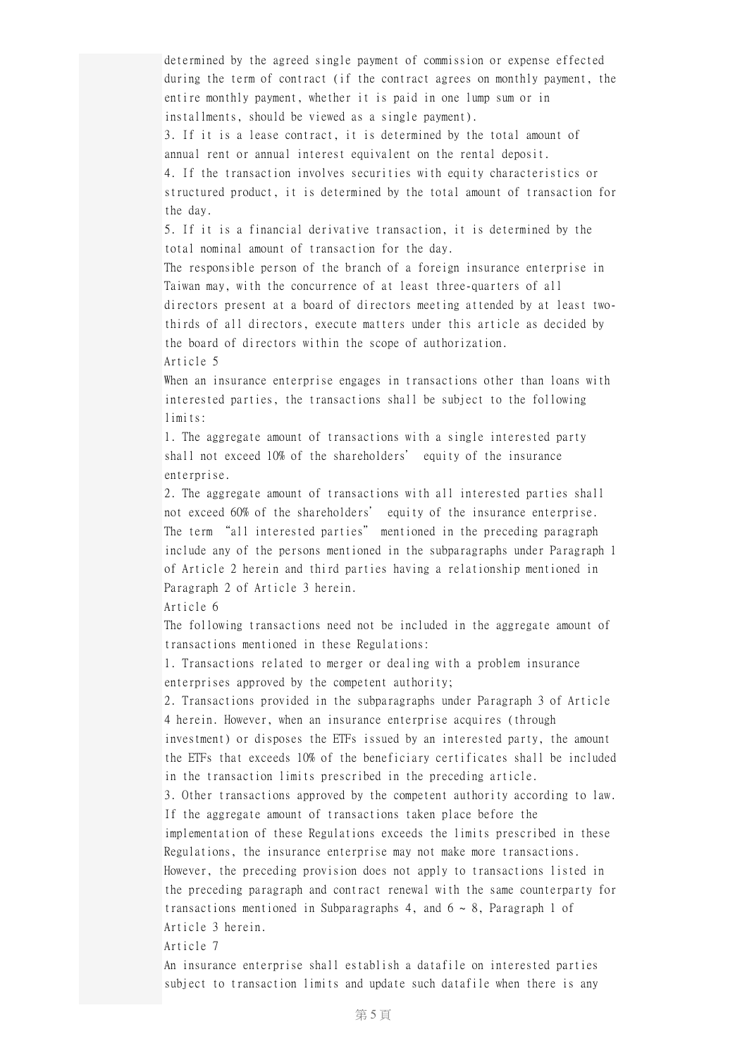determined by the agreed single payment of commission or expense effected during the term of contract (if the contract agrees on monthly payment, the entire monthly payment, whether it is paid in one lump sum or in installments, should be viewed as a single payment).

3. If it is a lease contract, it is determined by the total amount of annual rent or annual interest equivalent on the rental deposit.

4. If the transaction involves securities with equity characteristics or structured product, it is determined by the total amount of transaction for the day.

5. If it is a financial derivative transaction, it is determined by the total nominal amount of transaction for the day.

The responsible person of the branch of a foreign insurance enterprise in Taiwan may, with the concurrence of at least three-quarters of all directors present at a board of directors meeting attended by at least two-thirds of all directors, execute matters under this article as decided by the board of directors within the scope of authorization.

Article 5

When an insurance enterprise engages in transactions other than loans with interested parties, the transactions shall be subject to the following limits:

1. The aggregate amount of transactions with a single interested party shall not exceed 10% of the shareholders' equity of the insurance enterprise.

2. The aggregate amount of transactions with all interested parties shall not exceed 60% of the shareholders' equity of the insurance enterprise.

The term "all interested parties" mentioned in the preceding paragraph include any of the persons mentioned in the subparagraphs under Paragraph 1 of Article 2 herein and third parties having a relationship mentioned in Paragraph 2 of Article 3 herein.

Article 6

The following transactions need not be included in the aggregate amount of transactions mentioned in these Regulations:

1. Transactions related to merger or dealing with a problem insurance enterprises approved by the competent authority;

2. Transactions provided in the subparagraphs under Paragraph 3 of Article 4 herein. However, when an insurance enterprise acquires (through investment) or disposes the ETFs issued by an interested party, the amount the ETFs that exceeds 10% of the beneficiary certificates shall be included in the transaction limits prescribed in the preceding article.

3. Other transactions approved by the competent authority according to law.

If the aggregate amount of transactions taken place before the implementation of these Regulations exceeds the limits prescribed in these Regulations, the insurance enterprise may not make more transactions. However, the preceding provision does not apply to transactions listed in the preceding paragraph and contract renewal with the same counterparty for transactions mentioned in Subparagraphs 4, and 6 ~ 8, Paragraph 1 of Article 3 herein.

Article 7

An insurance enterprise shall establish a datafile on interested parties subject to transaction limits and update such datafile when there is any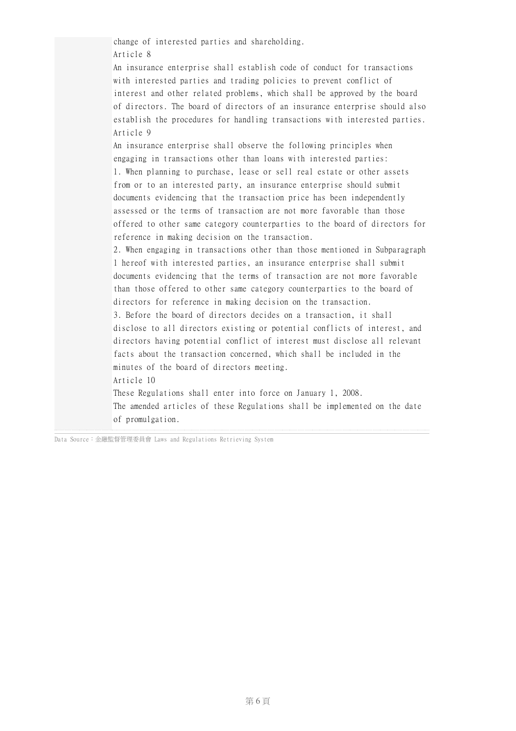change of interested parties and shareholding.

Article 8

An insurance enterprise shall establish code of conduct for transactions with interested parties and trading policies to prevent conflict of interest and other related problems, which shall be approved by the board of directors. The board of directors of an insurance enterprise should also establish the procedures for handling transactions with interested parties.

Article 9

An insurance enterprise shall observe the following principles when engaging in transactions other than loans with interested parties:

1. When planning to purchase, lease or sell real estate or other assets from or to an interested party, an insurance enterprise should submit documents evidencing that the transaction price has been independently assessed or the terms of transaction are not more favorable than those offered to other same category counterparties to the board of directors for reference in making decision on the transaction.
2. When engaging in transactions other than those mentioned in Subparagraph 1 hereof with interested parties, an insurance enterprise shall submit documents evidencing that the terms of transaction are not more favorable than those offered to other same category counterparties to the board of directors for reference in making decision on the transaction.
3. Before the board of directors decides on a transaction, it shall disclose to all directors existing or potential conflicts of interest, and directors having potential conflict of interest must disclose all relevant facts about the transaction concerned, which shall be included in the minutes of the board of directors meeting.

Article 10

These Regulations shall enter into force on January 1, 2008.

The amended articles of these Regulations shall be implemented on the date of promulgation.

Data Source：金融監督管理委員會 Laws and Regulations Retrieving System